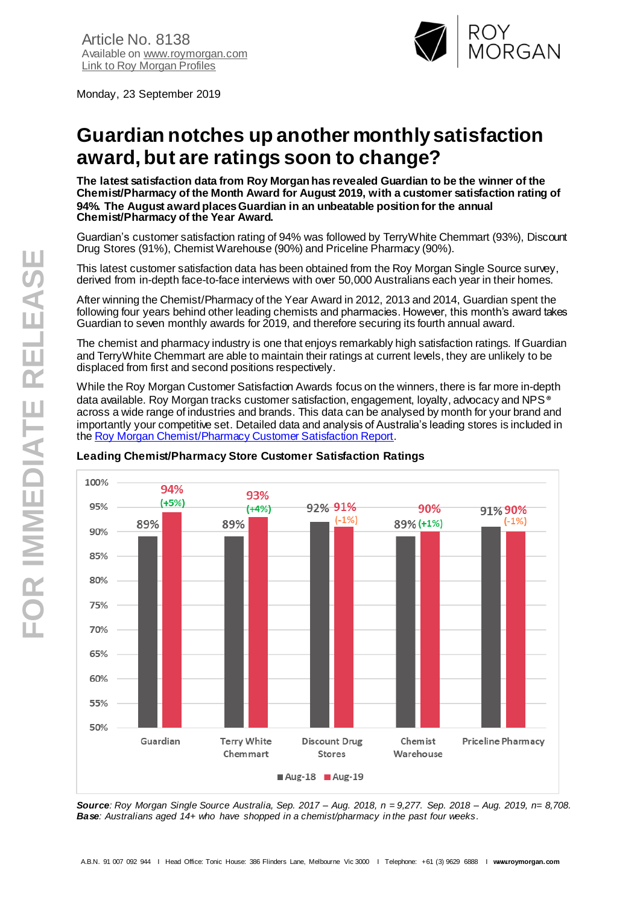Article No. 8138
Available on [www.roymorgan.com](http://www.roymorgan.com)
[Link to Roy Morgan Profiles]()

Monday, 23 September 2019

# Guardian notches up another monthly satisfaction award, but are ratings soon to change?

**The latest satisfaction data from Roy Morgan has revealed Guardian to be the winner of the Chemist/Pharmacy of the Month Award for August 2019, with a customer satisfaction rating of 94%. The August award places Guardian in an unbeatable position for the annual Chemist/Pharmacy of the Year Award.**

Guardian's customer satisfaction rating of 94% was followed by TerryWhite Chemmart (93%), Discount Drug Stores (91%), Chemist Warehouse (90%) and Priceline Pharmacy (90%).

This latest customer satisfaction data has been obtained from the Roy Morgan Single Source survey, derived from in-depth face-to-face interviews with over 50,000 Australians each year in their homes.

After winning the Chemist/Pharmacy of the Year Award in 2012, 2013 and 2014, Guardian spent the following four years behind other leading chemists and pharmacies. However, this month's award takes Guardian to seven monthly awards for 2019, and therefore securing its fourth annual award.

The chemist and pharmacy industry is one that enjoys remarkably high satisfaction ratings. If Guardian and TerryWhite Chemmart are able to maintain their ratings at current levels, they are unlikely to be displaced from first and second positions respectively.

While the Roy Morgan Customer Satisfaction Awards focus on the winners, there is far more in-depth data available. Roy Morgan tracks customer satisfaction, engagement, loyalty, advocacy and NPS® across a wide range of industries and brands. This data can be analysed by month for your brand and importantly your competitive set. Detailed data and analysis of Australia's leading stores is included in the [Roy Morgan Chemist/Pharmacy Customer Satisfaction Report]().

### Leading Chemist/Pharmacy Store Customer Satisfaction Ratings

| | Aug-18 | Aug-19 | Change |
|---|---|---|---|
| Guardian | 89% | 94% | (+5%) |
| Terry White Chemmart | 89% | 93% | (+4%) |
| Discount Drug Stores | 92% | 91% | (-1%) |
| Chemist Warehouse | 89% | 90% | (+1%) |
| Priceline Pharmacy | 91% | 90% | (-1%) |

***Source**: Roy Morgan Single Source Australia, Sep. 2017 – Aug. 2018, n = 9,277. Sep. 2018 – Aug. 2019, n= 8,708.*
***Base**: Australians aged 14+ who have shopped in a chemist/pharmacy in the past four weeks.*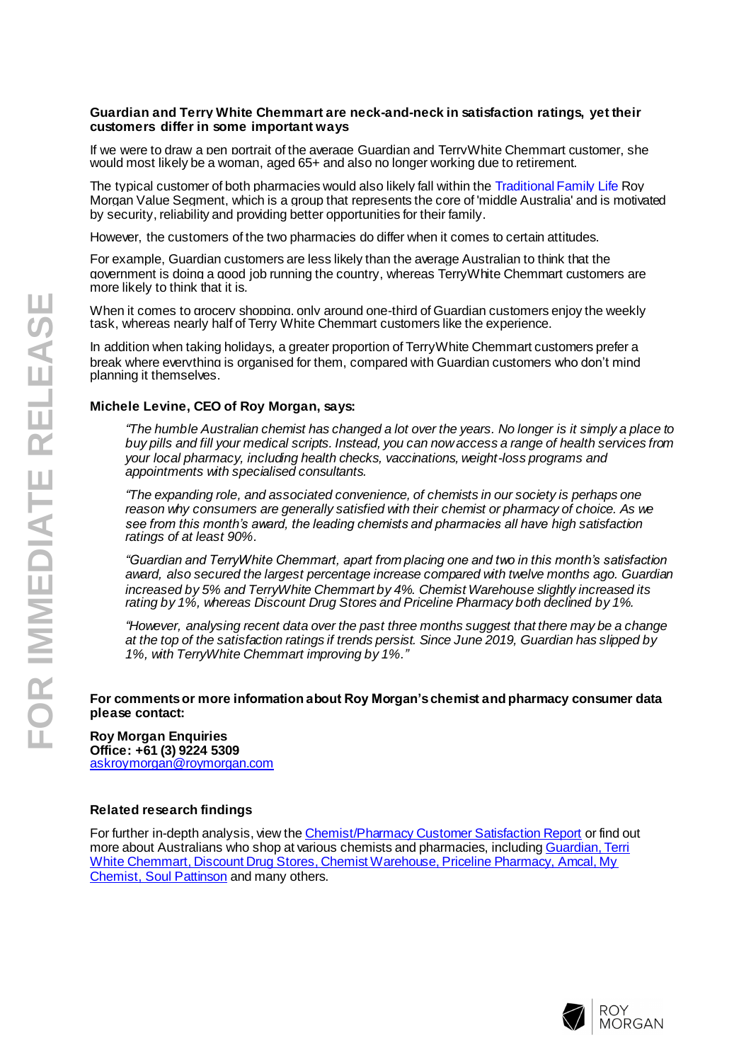**Guardian and Terry White Chemmart are neck-and-neck in satisfaction ratings, yet their customers differ in some important ways**

If we were to draw a pen portrait of the average Guardian and TerryWhite Chemmart customer, she would most likely be a woman, aged 65+ and also no longer working due to retirement.

The typical customer of both pharmacies would also likely fall within the Traditional Family Life Roy Morgan Value Segment, which is a group that represents the core of 'middle Australia' and is motivated by security, reliability and providing better opportunities for their family.

However, the customers of the two pharmacies do differ when it comes to certain attitudes.

For example, Guardian customers are less likely than the average Australian to think that the government is doing a good job running the country, whereas TerryWhite Chemmart customers are more likely to think that it is.

When it comes to grocery shopping, only around one-third of Guardian customers enjoy the weekly task, whereas nearly half of Terry White Chemmart customers like the experience.

In addition when taking holidays, a greater proportion of TerryWhite Chemmart customers prefer a break where everything is organised for them, compared with Guardian customers who don't mind planning it themselves.

**Michele Levine, CEO of Roy Morgan, says:**

*"The humble Australian chemist has changed a lot over the years. No longer is it simply a place to buy pills and fill your medical scripts. Instead, you can now access a range of health services from your local pharmacy, including health checks, vaccinations, weight-loss programs and appointments with specialised consultants.*

*"The expanding role, and associated convenience, of chemists in our society is perhaps one reason why consumers are generally satisfied with their chemist or pharmacy of choice. As we see from this month's award, the leading chemists and pharmacies all have high satisfaction ratings of at least 90%.*

*"Guardian and TerryWhite Chemmart, apart from placing one and two in this month's satisfaction award, also secured the largest percentage increase compared with twelve months ago. Guardian increased by 5% and TerryWhite Chemmart by 4%. Chemist Warehouse slightly increased its rating by 1%, whereas Discount Drug Stores and Priceline Pharmacy both declined by 1%.*

*"However, analysing recent data over the past three months suggest that there may be a change at the top of the satisfaction ratings if trends persist. Since June 2019, Guardian has slipped by 1%, with TerryWhite Chemmart improving by 1%."*

**For comments or more information about Roy Morgan's chemist and pharmacy consumer data please contact:**

**Roy Morgan Enquiries**
**Office: +61 (3) 9224 5309**
askroymorgan@roymorgan.com

**Related research findings**

For further in-depth analysis, view the Chemist/Pharmacy Customer Satisfaction Report or find out more about Australians who shop at various chemists and pharmacies, including Guardian, Terri White Chemmart, Discount Drug Stores, Chemist Warehouse, Priceline Pharmacy, Amcal, My Chemist, Soul Pattinson and many others.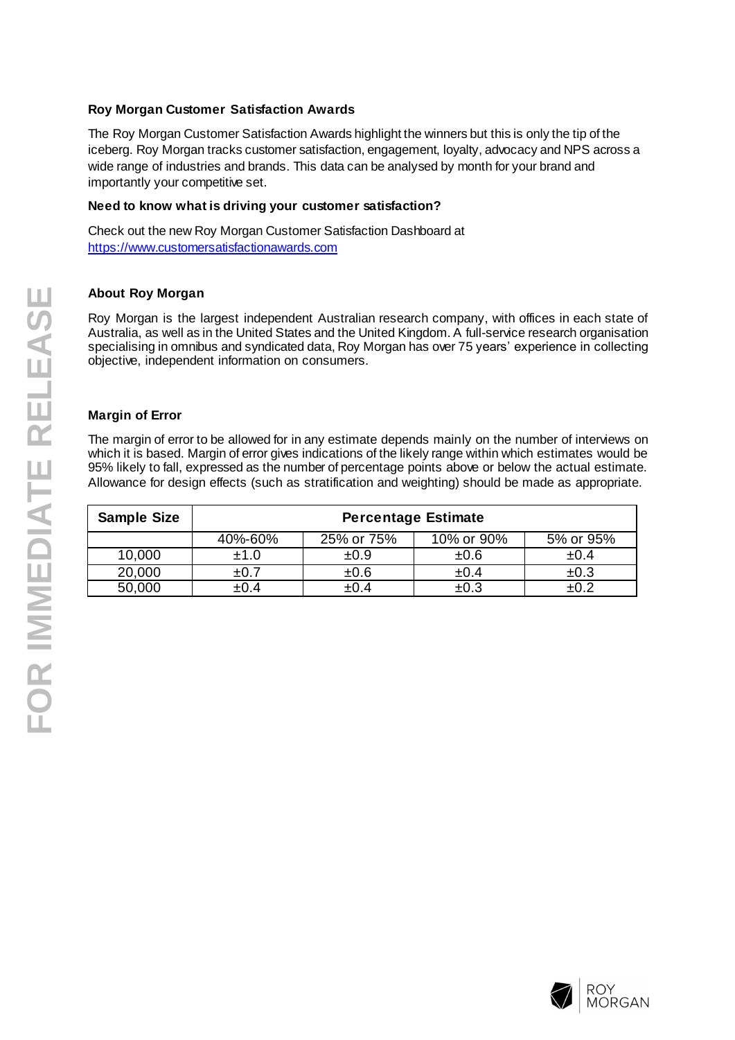### Roy Morgan Customer Satisfaction Awards

The Roy Morgan Customer Satisfaction Awards highlight the winners but this is only the tip of the iceberg. Roy Morgan tracks customer satisfaction, engagement, loyalty, advocacy and NPS across a wide range of industries and brands. This data can be analysed by month for your brand and importantly your competitive set.

### Need to know what is driving your customer satisfaction?

Check out the new Roy Morgan Customer Satisfaction Dashboard at https://www.customersatisfactionawards.com

### About Roy Morgan

Roy Morgan is the largest independent Australian research company, with offices in each state of Australia, as well as in the United States and the United Kingdom. A full-service research organisation specialising in omnibus and syndicated data, Roy Morgan has over 75 years' experience in collecting objective, independent information on consumers.

### Margin of Error

The margin of error to be allowed for in any estimate depends mainly on the number of interviews on which it is based. Margin of error gives indications of the likely range within which estimates would be 95% likely to fall, expressed as the number of percentage points above or below the actual estimate. Allowance for design effects (such as stratification and weighting) should be made as appropriate.

| Sample Size | Percentage Estimate | | | |
|---|---|---|---|---|
| | 40%-60% | 25% or 75% | 10% or 90% | 5% or 95% |
| 10,000 | ±1.0 | ±0.9 | ±0.6 | ±0.4 |
| 20,000 | ±0.7 | ±0.6 | ±0.4 | ±0.3 |
| 50,000 | ±0.4 | ±0.4 | ±0.3 | ±0.2 |